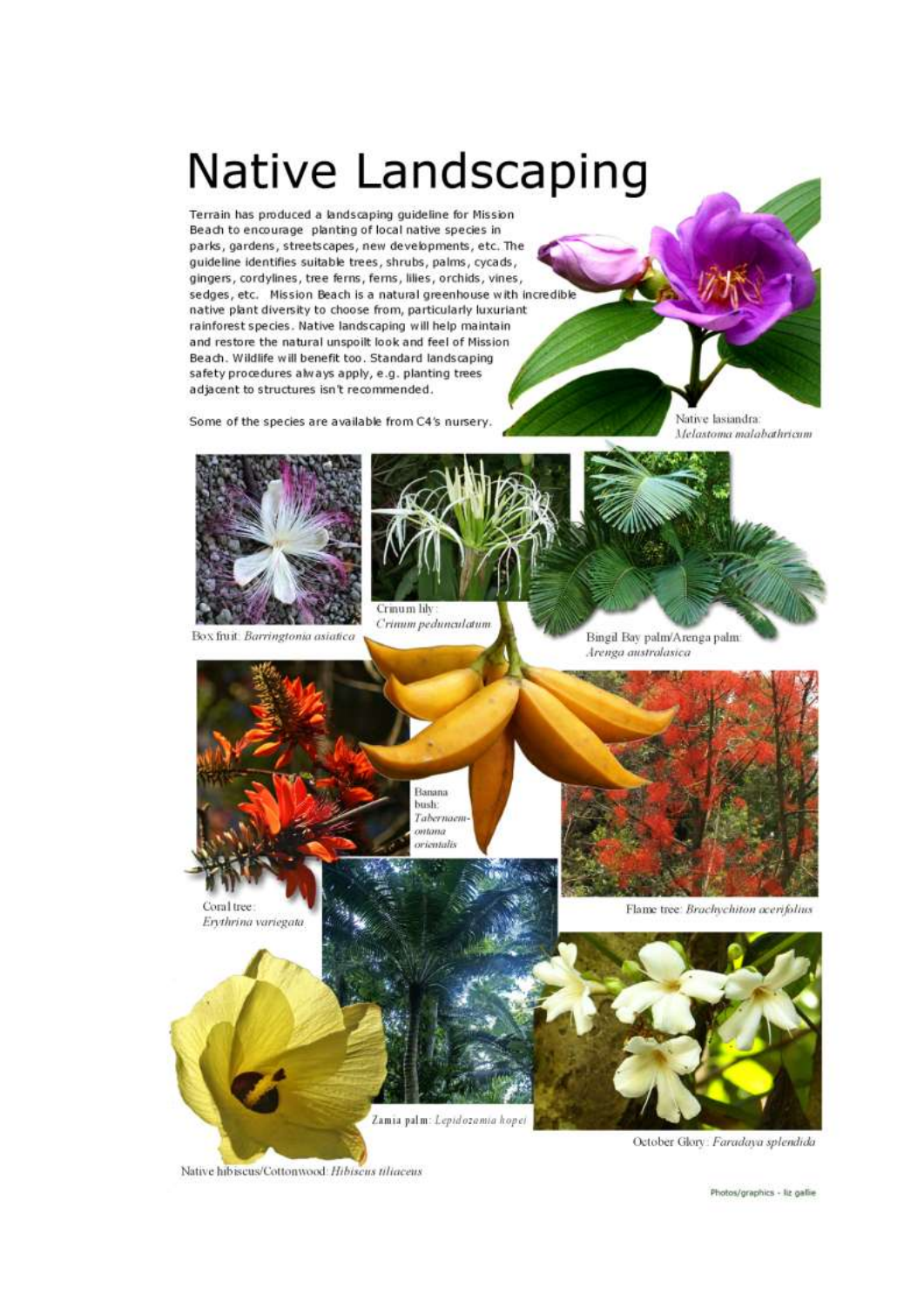# Native Landscaping

Terrain has produced a landscaping guideline for Mission Beach to encourage planting of local native species in parks, gardens, streetscapes, new developments, etc. The guideline identifies suitable trees, shrubs, palms, cycads, gingers, cordylines, tree ferns, ferns, lilies, orchids, vines, sedges, etc. Mission Beach is a natural greenhouse with incredible native plant diversity to choose from, particularly luxuriant rainforest species. Native landscaping will help maintain and restore the natural unspoilt look and feel of Mission Beach. Wildlife will benefit too. Standard landscaping safety procedures always apply, e.g. planting trees adjacent to structures isn't recommended.

Some of the species are available from C4's nursery.

Native lasiandra: *Melastoma malabathricum*

Box fruit: *Barringtonia asiatica*

Crinum lily: *Crinum pedunculatum*

Bingil Bay palm/Arenga palm: *Arenga australasica*

Banana bush: *Tabernaemontana orientalis*

Coral tree: *Erythrina variegata*

Flame tree: *Brachychiton acerifolius*

Zamia palm: *Lepidozamia hopei*

October Glory: *Faradaya splendida*

Native hibiscus/Cottonwood: *Hibiscus tiliaceus*

Photos/graphics - liz gallie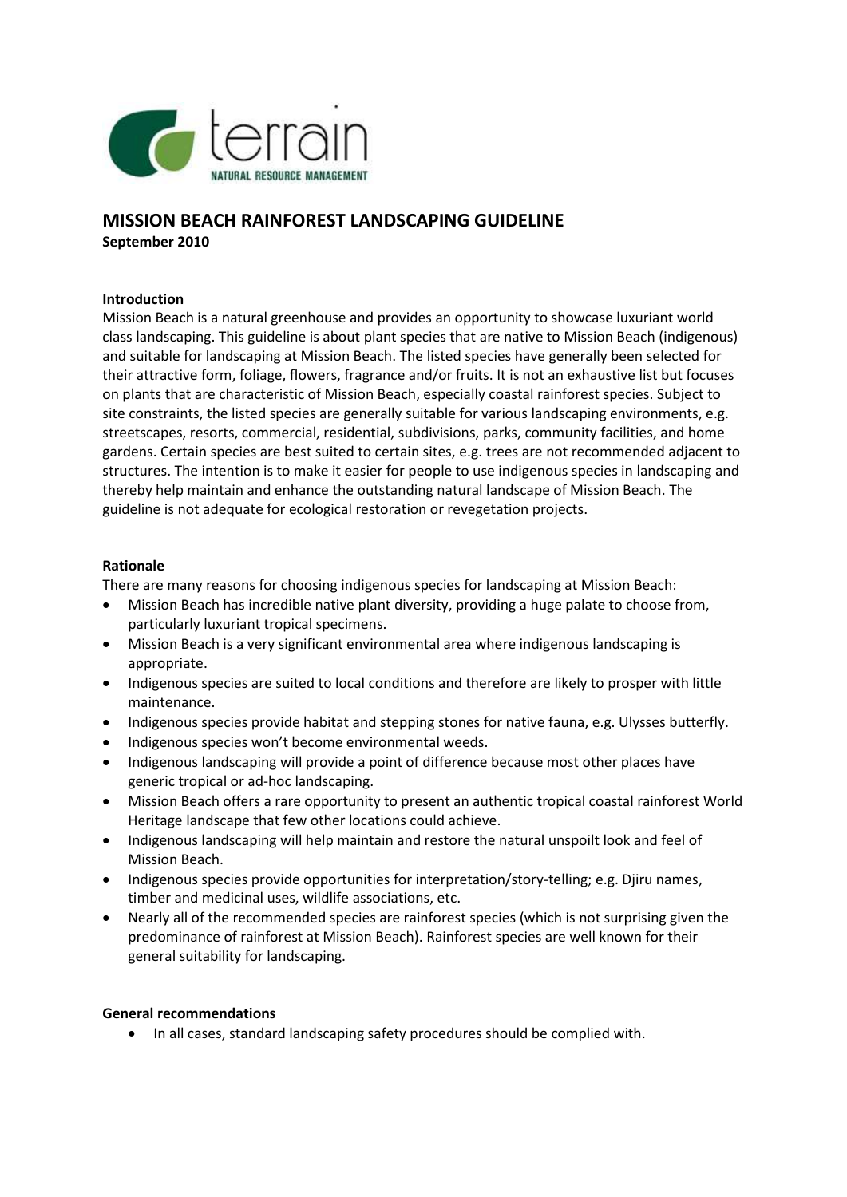# MISSION BEACH RAINFOREST LANDSCAPING GUIDELINE

**September 2010**

### Introduction

Mission Beach is a natural greenhouse and provides an opportunity to showcase luxuriant world class landscaping. This guideline is about plant species that are native to Mission Beach (indigenous) and suitable for landscaping at Mission Beach. The listed species have generally been selected for their attractive form, foliage, flowers, fragrance and/or fruits. It is not an exhaustive list but focuses on plants that are characteristic of Mission Beach, especially coastal rainforest species. Subject to site constraints, the listed species are generally suitable for various landscaping environments, e.g. streetscapes, resorts, commercial, residential, subdivisions, parks, community facilities, and home gardens. Certain species are best suited to certain sites, e.g. trees are not recommended adjacent to structures. The intention is to make it easier for people to use indigenous species in landscaping and thereby help maintain and enhance the outstanding natural landscape of Mission Beach. The guideline is not adequate for ecological restoration or revegetation projects.

### Rationale

There are many reasons for choosing indigenous species for landscaping at Mission Beach:

- Mission Beach has incredible native plant diversity, providing a huge palate to choose from, particularly luxuriant tropical specimens.
- Mission Beach is a very significant environmental area where indigenous landscaping is appropriate.
- Indigenous species are suited to local conditions and therefore are likely to prosper with little maintenance.
- Indigenous species provide habitat and stepping stones for native fauna, e.g. Ulysses butterfly.
- Indigenous species won't become environmental weeds.
- Indigenous landscaping will provide a point of difference because most other places have generic tropical or ad-hoc landscaping.
- Mission Beach offers a rare opportunity to present an authentic tropical coastal rainforest World Heritage landscape that few other locations could achieve.
- Indigenous landscaping will help maintain and restore the natural unspoilt look and feel of Mission Beach.
- Indigenous species provide opportunities for interpretation/story-telling; e.g. Djiru names, timber and medicinal uses, wildlife associations, etc.
- Nearly all of the recommended species are rainforest species (which is not surprising given the predominance of rainforest at Mission Beach). Rainforest species are well known for their general suitability for landscaping.

### General recommendations

- In all cases, standard landscaping safety procedures should be complied with.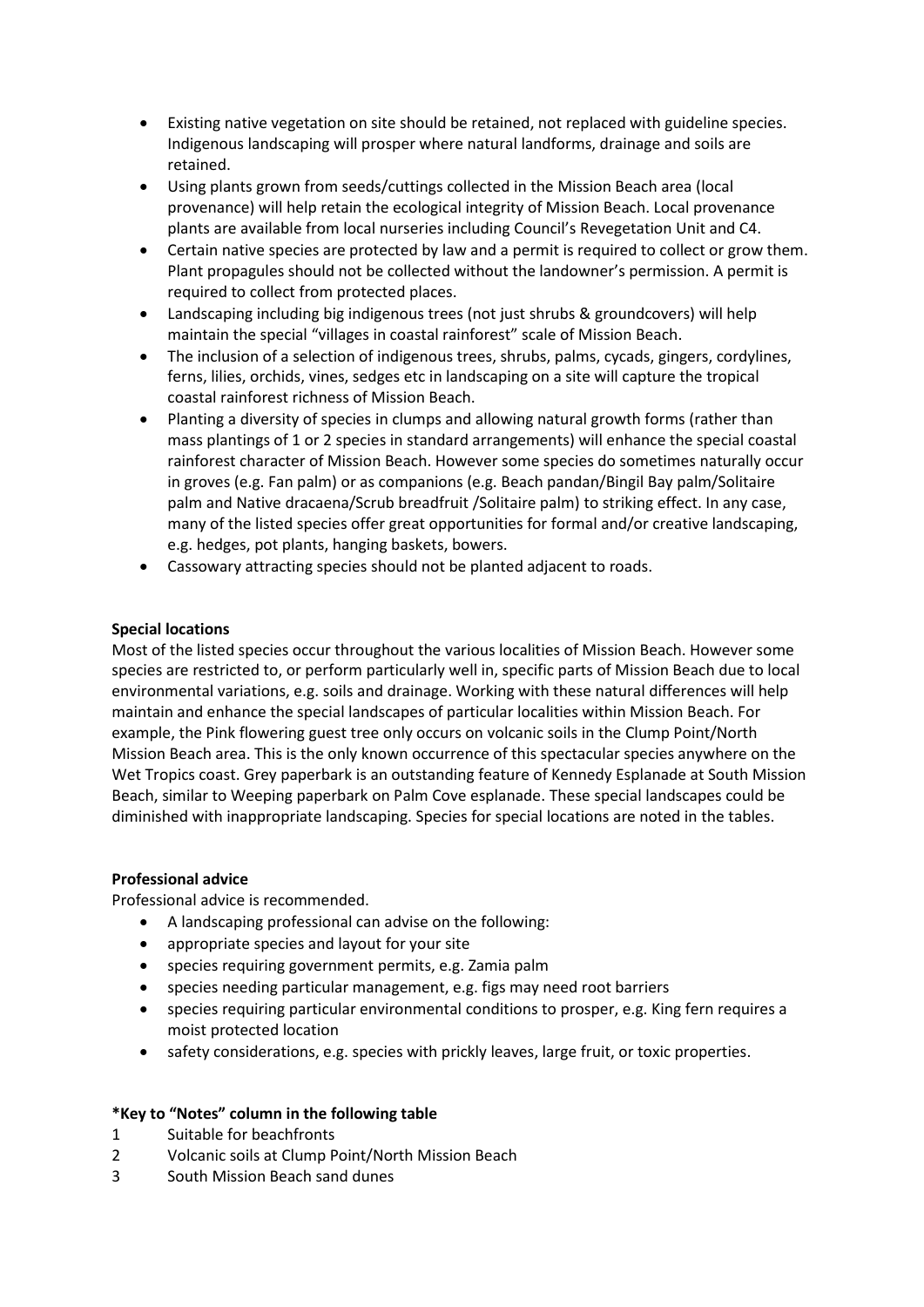- Existing native vegetation on site should be retained, not replaced with guideline species. Indigenous landscaping will prosper where natural landforms, drainage and soils are retained.
- Using plants grown from seeds/cuttings collected in the Mission Beach area (local provenance) will help retain the ecological integrity of Mission Beach. Local provenance plants are available from local nurseries including Council's Revegetation Unit and C4.
- Certain native species are protected by law and a permit is required to collect or grow them. Plant propagules should not be collected without the landowner's permission. A permit is required to collect from protected places.
- Landscaping including big indigenous trees (not just shrubs & groundcovers) will help maintain the special "villages in coastal rainforest" scale of Mission Beach.
- The inclusion of a selection of indigenous trees, shrubs, palms, cycads, gingers, cordylines, ferns, lilies, orchids, vines, sedges etc in landscaping on a site will capture the tropical coastal rainforest richness of Mission Beach.
- Planting a diversity of species in clumps and allowing natural growth forms (rather than mass plantings of 1 or 2 species in standard arrangements) will enhance the special coastal rainforest character of Mission Beach. However some species do sometimes naturally occur in groves (e.g. Fan palm) or as companions (e.g. Beach pandan/Bingil Bay palm/Solitaire palm and Native dracaena/Scrub breadfruit /Solitaire palm) to striking effect. In any case, many of the listed species offer great opportunities for formal and/or creative landscaping, e.g. hedges, pot plants, hanging baskets, bowers.
- Cassowary attracting species should not be planted adjacent to roads.

**Special locations**

Most of the listed species occur throughout the various localities of Mission Beach. However some species are restricted to, or perform particularly well in, specific parts of Mission Beach due to local environmental variations, e.g. soils and drainage. Working with these natural differences will help maintain and enhance the special landscapes of particular localities within Mission Beach. For example, the Pink flowering guest tree only occurs on volcanic soils in the Clump Point/North Mission Beach area. This is the only known occurrence of this spectacular species anywhere on the Wet Tropics coast. Grey paperbark is an outstanding feature of Kennedy Esplanade at South Mission Beach, similar to Weeping paperbark on Palm Cove esplanade. These special landscapes could be diminished with inappropriate landscaping. Species for special locations are noted in the tables.

**Professional advice**

Professional advice is recommended.

- A landscaping professional can advise on the following:
- appropriate species and layout for your site
- species requiring government permits, e.g. Zamia palm
- species needing particular management, e.g. figs may need root barriers
- species requiring particular environmental conditions to prosper, e.g. King fern requires a moist protected location
- safety considerations, e.g. species with prickly leaves, large fruit, or toxic properties.

**\*Key to "Notes" column in the following table**

1 Suitable for beachfronts
2 Volcanic soils at Clump Point/North Mission Beach
3 South Mission Beach sand dunes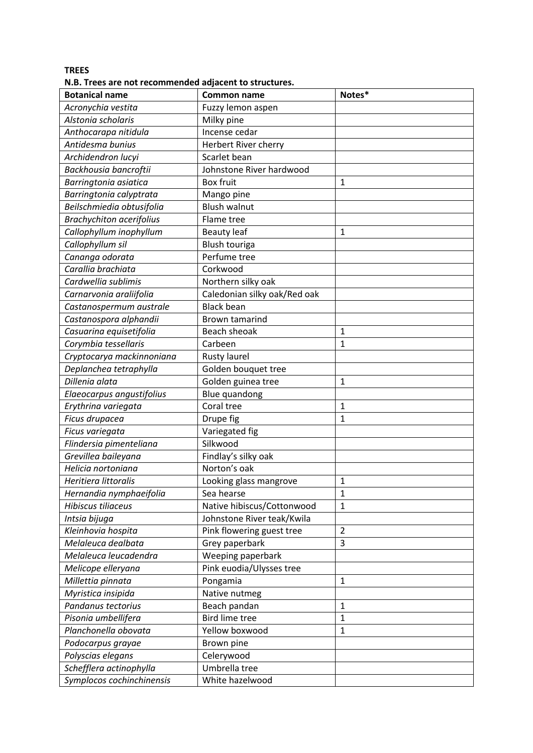**TREES**

**N.B. Trees are not recommended adjacent to structures.**

| Botanical name | Common name | Notes* |
|---|---|---|
| *Acronychia vestita* | Fuzzy lemon aspen | |
| *Alstonia scholaris* | Milky pine | |
| *Anthocarapa nitidula* | Incense cedar | |
| *Antidesma bunius* | Herbert River cherry | |
| *Archidendron lucyi* | Scarlet bean | |
| *Backhousia bancroftii* | Johnstone River hardwood | |
| *Barringtonia asiatica* | Box fruit | 1 |
| *Barringtonia calyptrata* | Mango pine | |
| *Beilschmiedia obtusifolia* | Blush walnut | |
| *Brachychiton acerifolius* | Flame tree | |
| *Callophyllum inophyllum* | Beauty leaf | 1 |
| *Callophyllum sil* | Blush touriga | |
| *Cananga odorata* | Perfume tree | |
| *Carallia brachiata* | Corkwood | |
| *Cardwellia sublimis* | Northern silky oak | |
| *Carnarvonia araliifolia* | Caledonian silky oak/Red oak | |
| *Castanospermum australe* | Black bean | |
| *Castanospora alphandii* | Brown tamarind | |
| *Casuarina equisetifolia* | Beach sheoak | 1 |
| *Corymbia tessellaris* | Carbeen | 1 |
| *Cryptocarya mackinnoniana* | Rusty laurel | |
| *Deplanchea tetraphylla* | Golden bouquet tree | |
| *Dillenia alata* | Golden guinea tree | 1 |
| *Elaeocarpus angustifolius* | Blue quandong | |
| *Erythrina variegata* | Coral tree | 1 |
| *Ficus drupacea* | Drupe fig | 1 |
| *Ficus variegata* | Variegated fig | |
| *Flindersia pimenteliana* | Silkwood | |
| *Grevillea baileyana* | Findlay's silky oak | |
| *Helicia nortoniana* | Norton's oak | |
| *Heritiera littoralis* | Looking glass mangrove | 1 |
| *Hernandia nymphaeifolia* | Sea hearse | 1 |
| *Hibiscus tiliaceus* | Native hibiscus/Cottonwood | 1 |
| *Intsia bijuga* | Johnstone River teak/Kwila | |
| *Kleinhovia hospita* | Pink flowering guest tree | 2 |
| *Melaleuca dealbata* | Grey paperbark | 3 |
| *Melaleuca leucadendra* | Weeping paperbark | |
| *Melicope elleryana* | Pink euodia/Ulysses tree | |
| *Millettia pinnata* | Pongamia | 1 |
| *Myristica insipida* | Native nutmeg | |
| *Pandanus tectorius* | Beach pandan | 1 |
| *Pisonia umbellifera* | Bird lime tree | 1 |
| *Planchonella obovata* | Yellow boxwood | 1 |
| *Podocarpus grayae* | Brown pine | |
| *Polyscias elegans* | Celerywood | |
| *Schefflera actinophylla* | Umbrella tree | |
| *Symplocos cochinchinensis* | White hazelwood | |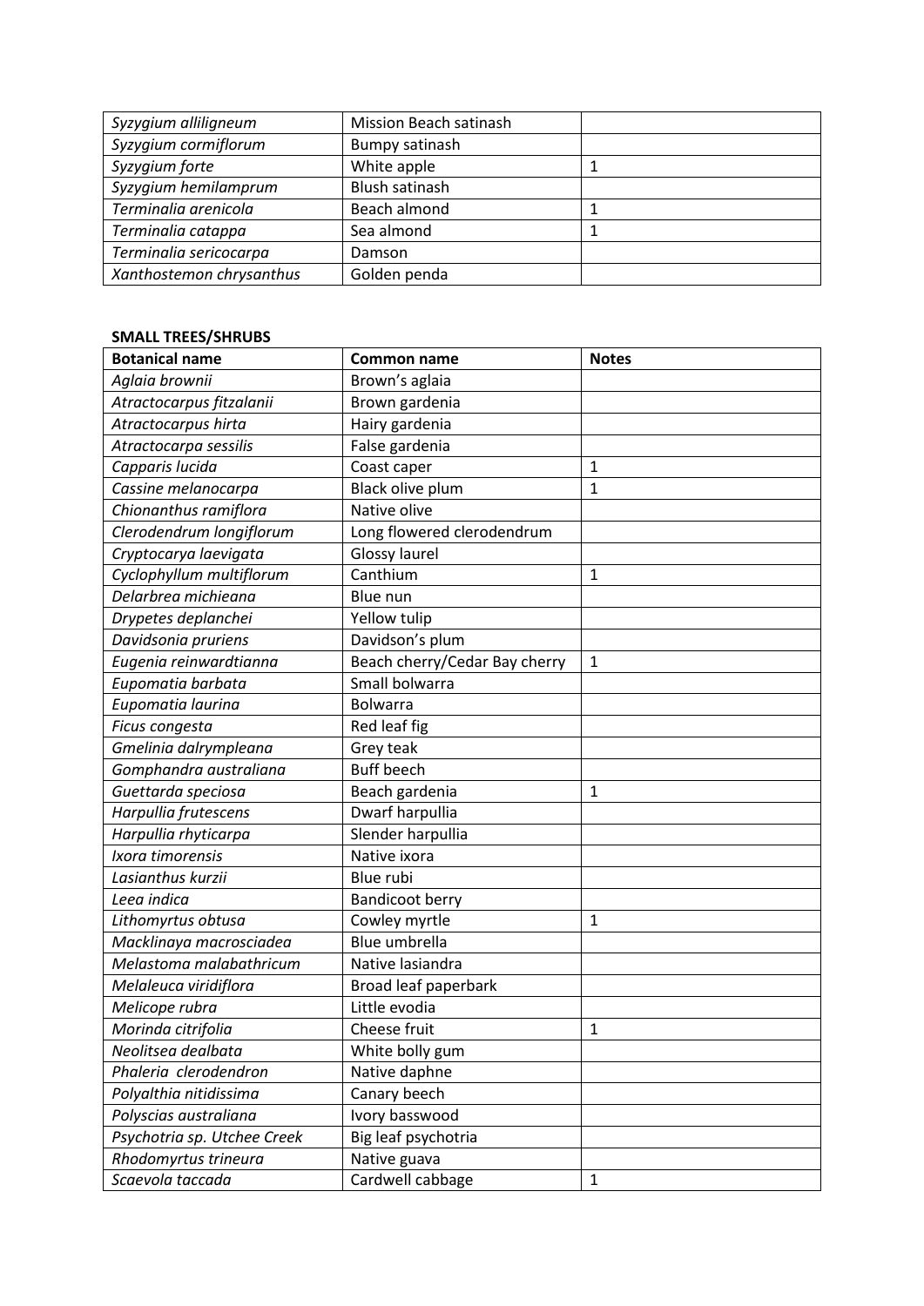| | | |
|---|---|---|
| *Syzygium alliligneum* | Mission Beach satinash | |
| *Syzygium cormiflorum* | Bumpy satinash | |
| *Syzygium forte* | White apple | 1 |
| *Syzygium hemilamprum* | Blush satinash | |
| *Terminalia arenicola* | Beach almond | 1 |
| *Terminalia catappa* | Sea almond | 1 |
| *Terminalia sericocarpa* | Damson | |
| *Xanthostemon chrysanthus* | Golden penda | |

**SMALL TREES/SHRUBS**

| Botanical name | Common name | Notes |
|---|---|---|
| *Aglaia brownii* | Brown's aglaia | |
| *Atractocarpus fitzalanii* | Brown gardenia | |
| *Atractocarpus hirta* | Hairy gardenia | |
| *Atractocarpa sessilis* | False gardenia | |
| *Capparis lucida* | Coast caper | 1 |
| *Cassine melanocarpa* | Black olive plum | 1 |
| *Chionanthus ramiflora* | Native olive | |
| *Clerodendrum longiflorum* | Long flowered clerodendrum | |
| *Cryptocarya laevigata* | Glossy laurel | |
| *Cyclophyllum multiflorum* | Canthium | 1 |
| *Delarbrea michieana* | Blue nun | |
| *Drypetes deplanchei* | Yellow tulip | |
| *Davidsonia pruriens* | Davidson's plum | |
| *Eugenia reinwardtianna* | Beach cherry/Cedar Bay cherry | 1 |
| *Eupomatia barbata* | Small bolwarra | |
| *Eupomatia laurina* | Bolwarra | |
| *Ficus congesta* | Red leaf fig | |
| *Gmelinia dalrympleana* | Grey teak | |
| *Gomphandra australiana* | Buff beech | |
| *Guettarda speciosa* | Beach gardenia | 1 |
| *Harpullia frutescens* | Dwarf harpullia | |
| *Harpullia rhyticarpa* | Slender harpullia | |
| *Ixora timorensis* | Native ixora | |
| *Lasianthus kurzii* | Blue rubi | |
| *Leea indica* | Bandicoot berry | |
| *Lithomyrtus obtusa* | Cowley myrtle | 1 |
| *Macklinaya macrosciadea* | Blue umbrella | |
| *Melastoma malabathricum* | Native lasiandra | |
| *Melaleuca viridiflora* | Broad leaf paperbark | |
| *Melicope rubra* | Little evodia | |
| *Morinda citrifolia* | Cheese fruit | 1 |
| *Neolitsea dealbata* | White bolly gum | |
| *Phaleria clerodendron* | Native daphne | |
| *Polyalthia nitidissima* | Canary beech | |
| *Polyscias australiana* | Ivory basswood | |
| *Psychotria sp. Utchee Creek* | Big leaf psychotria | |
| *Rhodomyrtus trineura* | Native guava | |
| *Scaevola taccada* | Cardwell cabbage | 1 |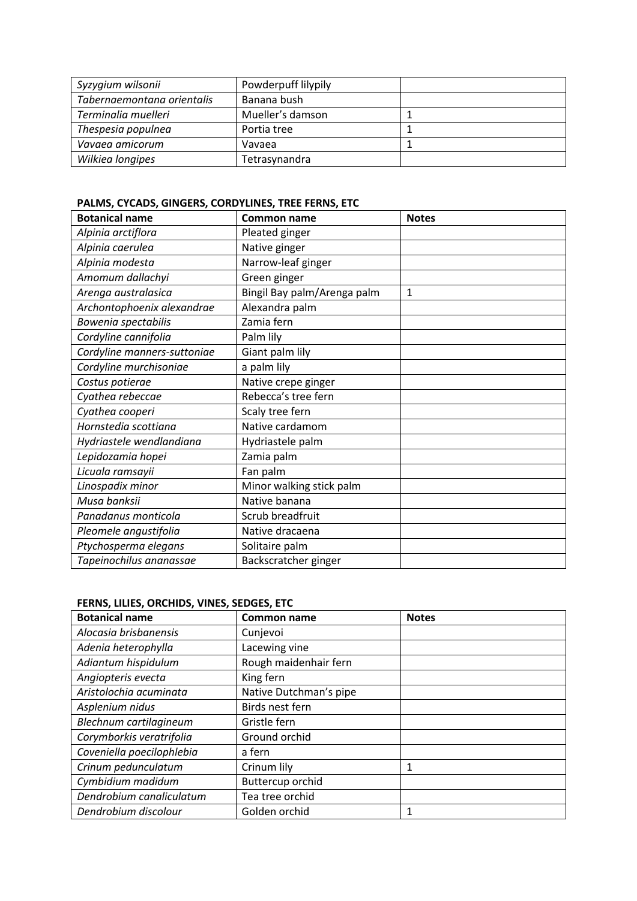| | | |
|---|---|---|
| *Syzygium wilsonii* | Powderpuff lilypily | |
| *Tabernaemontana orientalis* | Banana bush | |
| *Terminalia muelleri* | Mueller's damson | 1 |
| *Thespesia populnea* | Portia tree | 1 |
| *Vavaea amicorum* | Vavaea | 1 |
| *Wilkiea longipes* | Tetrasynandra | |

**PALMS, CYCADS, GINGERS, CORDYLINES, TREE FERNS, ETC**

| Botanical name | Common name | Notes |
|---|---|---|
| *Alpinia arctiflora* | Pleated ginger | |
| *Alpinia caerulea* | Native ginger | |
| *Alpinia modesta* | Narrow-leaf ginger | |
| *Amomum dallachyi* | Green ginger | |
| *Arenga australasica* | Bingil Bay palm/Arenga palm | 1 |
| *Archontophoenix alexandrae* | Alexandra palm | |
| *Bowenia spectabilis* | Zamia fern | |
| *Cordyline cannifolia* | Palm lily | |
| *Cordyline manners-suttoniae* | Giant palm lily | |
| *Cordyline murchisoniae* | a palm lily | |
| *Costus potierae* | Native crepe ginger | |
| *Cyathea rebeccae* | Rebecca's tree fern | |
| *Cyathea cooperi* | Scaly tree fern | |
| *Hornstedia scottiana* | Native cardamom | |
| *Hydriastele wendlandiana* | Hydriastele palm | |
| *Lepidozamia hopei* | Zamia palm | |
| *Licuala ramsayii* | Fan palm | |
| *Linospadix minor* | Minor walking stick palm | |
| *Musa banksii* | Native banana | |
| *Panadanus monticola* | Scrub breadfruit | |
| *Pleomele angustifolia* | Native dracaena | |
| *Ptychosperma elegans* | Solitaire palm | |
| *Tapeinochilus ananassae* | Backscratcher ginger | |

**FERNS, LILIES, ORCHIDS, VINES, SEDGES, ETC**

| Botanical name | Common name | Notes |
|---|---|---|
| *Alocasia brisbanensis* | Cunjevoi | |
| *Adenia heterophylla* | Lacewing vine | |
| *Adiantum hispidulum* | Rough maidenhair fern | |
| *Angiopteris evecta* | King fern | |
| *Aristolochia acuminata* | Native Dutchman's pipe | |
| *Asplenium nidus* | Birds nest fern | |
| *Blechnum cartilagineum* | Gristle fern | |
| *Corymborkis veratrifolia* | Ground orchid | |
| *Coveniella poecilophlebia* | a fern | |
| *Crinum pedunculatum* | Crinum lily | 1 |
| *Cymbidium madidum* | Buttercup orchid | |
| *Dendrobium canaliculatum* | Tea tree orchid | |
| *Dendrobium discolour* | Golden orchid | 1 |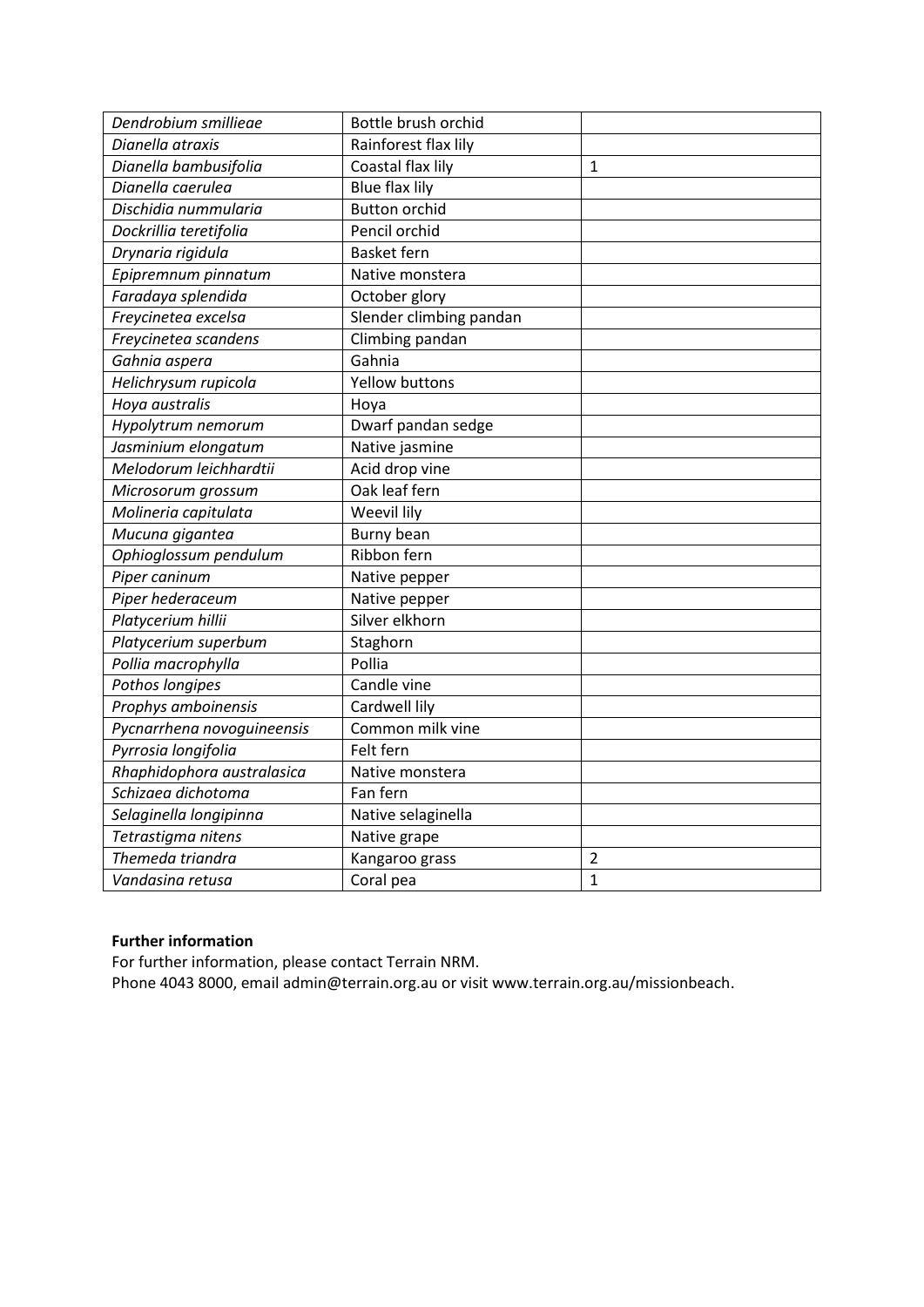| | | |
|---|---|---|
| *Dendrobium smillieae* | Bottle brush orchid | |
| *Dianella atraxis* | Rainforest flax lily | |
| *Dianella bambusifolia* | Coastal flax lily | 1 |
| *Dianella caerulea* | Blue flax lily | |
| *Dischidia nummularia* | Button orchid | |
| *Dockrillia teretifolia* | Pencil orchid | |
| *Drynaria rigidula* | Basket fern | |
| *Epipremnum pinnatum* | Native monstera | |
| *Faradaya splendida* | October glory | |
| *Freycinetea excelsa* | Slender climbing pandan | |
| *Freycinetea scandens* | Climbing pandan | |
| *Gahnia aspera* | Gahnia | |
| *Helichrysum rupicola* | Yellow buttons | |
| *Hoya australis* | Hoya | |
| *Hypolytrum nemorum* | Dwarf pandan sedge | |
| *Jasminium elongatum* | Native jasmine | |
| *Melodorum leichhardtii* | Acid drop vine | |
| *Microsorum grossum* | Oak leaf fern | |
| *Molineria capitulata* | Weevil lily | |
| *Mucuna gigantea* | Burny bean | |
| *Ophioglossum pendulum* | Ribbon fern | |
| *Piper caninum* | Native pepper | |
| *Piper hederaceum* | Native pepper | |
| *Platycerium hillii* | Silver elkhorn | |
| *Platycerium superbum* | Staghorn | |
| *Pollia macrophylla* | Pollia | |
| *Pothos longipes* | Candle vine | |
| *Prophys amboinensis* | Cardwell lily | |
| *Pycnarrhena novoguineensis* | Common milk vine | |
| *Pyrrosia longifolia* | Felt fern | |
| *Rhaphidophora australasica* | Native monstera | |
| *Schizaea dichotoma* | Fan fern | |
| *Selaginella longipinna* | Native selaginella | |
| *Tetrastigma nitens* | Native grape | |
| *Themeda triandra* | Kangaroo grass | 2 |
| *Vandasina retusa* | Coral pea | 1 |

**Further information**

For further information, please contact Terrain NRM.
Phone 4043 8000, email admin@terrain.org.au or visit www.terrain.org.au/missionbeach.